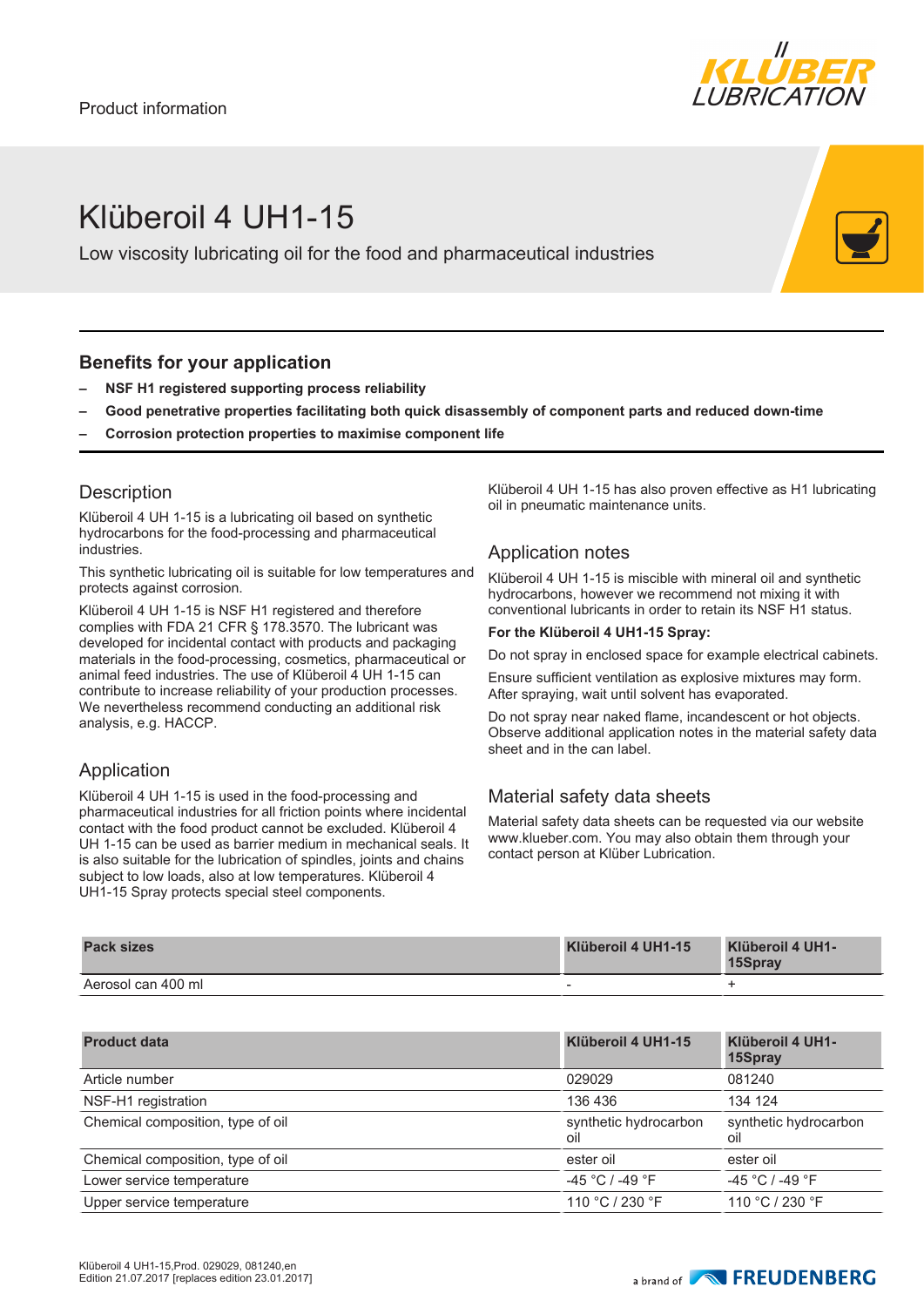Product information

# Klüberoil 4 UH1-15

Low viscosity lubricating oil for the food and pharmaceutical industries

## Benefits for your application

- **NSF H1 registered supporting process reliability**
- **Good penetrative properties facilitating both quick disassembly of component parts and reduced down-time**
- **Corrosion protection properties to maximise component life**

## Description

Klüberoil 4 UH 1-15 is a lubricating oil based on synthetic hydrocarbons for the food-processing and pharmaceutical industries.

This synthetic lubricating oil is suitable for low temperatures and protects against corrosion.

Klüberoil 4 UH 1-15 is NSF H1 registered and therefore complies with FDA 21 CFR § 178.3570. The lubricant was developed for incidental contact with products and packaging materials in the food-processing, cosmetics, pharmaceutical or animal feed industries. The use of Klüberoil 4 UH 1-15 can contribute to increase reliability of your production processes. We nevertheless recommend conducting an additional risk analysis, e.g. HACCP.

## Application

Klüberoil 4 UH 1-15 is used in the food-processing and pharmaceutical industries for all friction points where incidental contact with the food product cannot be excluded. Klüberoil 4 UH 1-15 can be used as barrier medium in mechanical seals. It is also suitable for the lubrication of spindles, joints and chains subject to low loads, also at low temperatures. Klüberoil 4 UH1-15 Spray protects special steel components.

Klüberoil 4 UH 1-15 has also proven effective as H1 lubricating oil in pneumatic maintenance units.

## Application notes

Klüberoil 4 UH 1-15 is miscible with mineral oil and synthetic hydrocarbons, however we recommend not mixing it with conventional lubricants in order to retain its NSF H1 status.

**For the Klüberoil 4 UH1-15 Spray:**

Do not spray in enclosed space for example electrical cabinets.

Ensure sufficient ventilation as explosive mixtures may form. After spraying, wait until solvent has evaporated.

Do not spray near naked flame, incandescent or hot objects. Observe additional application notes in the material safety data sheet and in the can label.

## Material safety data sheets

Material safety data sheets can be requested via our website www.klueber.com. You may also obtain them through your contact person at Klüber Lubrication.

| Pack sizes | Klüberoil 4 UH1-15 | Klüberoil 4 UH1-15Spray |
|---|---|---|
| Aerosol can 400 ml | - | + |

| Product data | Klüberoil 4 UH1-15 | Klüberoil 4 UH1-15Spray |
|---|---|---|
| Article number | 029029 | 081240 |
| NSF-H1 registration | 136 436 | 134 124 |
| Chemical composition, type of oil | synthetic hydrocarbon oil | synthetic hydrocarbon oil |
| Chemical composition, type of oil | ester oil | ester oil |
| Lower service temperature | -45 °C / -49 °F | -45 °C / -49 °F |
| Upper service temperature | 110 °C / 230 °F | 110 °C / 230 °F |

Klüberoil 4 UH1-15,Prod. 029029, 081240,en
Edition 21.07.2017 [replaces edition 23.01.2017]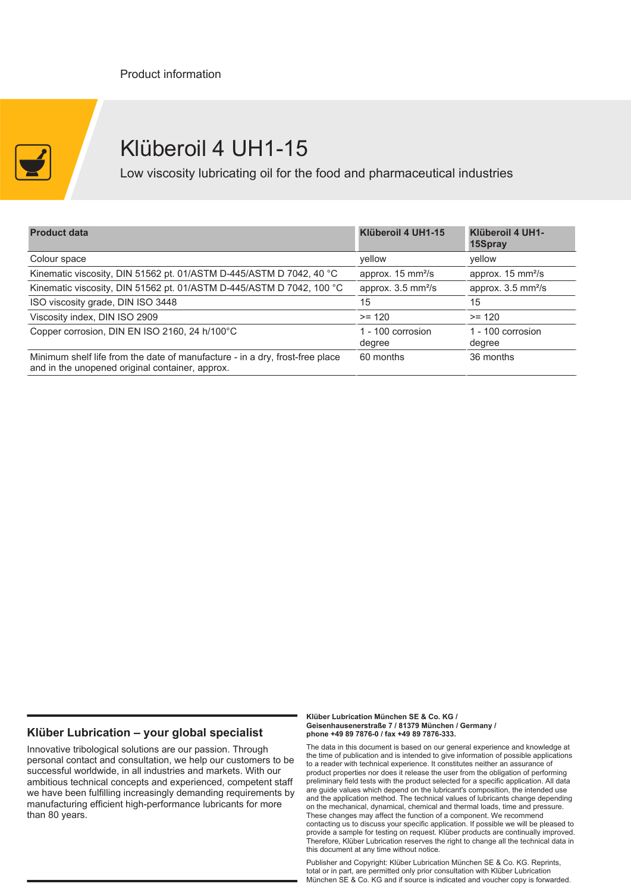Product information

# Klüberoil 4 UH1-15

Low viscosity lubricating oil for the food and pharmaceutical industries

| Product data | Klüberoil 4 UH1-15 | Klüberoil 4 UH1-15Spray |
|---|---|---|
| Colour space | yellow | yellow |
| Kinematic viscosity, DIN 51562 pt. 01/ASTM D-445/ASTM D 7042, 40 °C | approx. 15 mm²/s | approx. 15 mm²/s |
| Kinematic viscosity, DIN 51562 pt. 01/ASTM D-445/ASTM D 7042, 100 °C | approx. 3.5 mm²/s | approx. 3.5 mm²/s |
| ISO viscosity grade, DIN ISO 3448 | 15 | 15 |
| Viscosity index, DIN ISO 2909 | >= 120 | >= 120 |
| Copper corrosion, DIN EN ISO 2160, 24 h/100°C | 1 - 100 corrosion degree | 1 - 100 corrosion degree |
| Minimum shelf life from the date of manufacture - in a dry, frost-free place and in the unopened original container, approx. | 60 months | 36 months |

## Klüber Lubrication – your global specialist

Innovative tribological solutions are our passion. Through personal contact and consultation, we help our customers to be successful worldwide, in all industries and markets. With our ambitious technical concepts and experienced, competent staff we have been fulfilling increasingly demanding requirements by manufacturing efficient high-performance lubricants for more than 80 years.

**Klüber Lubrication München SE & Co. KG / Geisenhausenerstraße 7 / 81379 München / Germany / phone +49 89 7876-0 / fax +49 89 7876-333.**

The data in this document is based on our general experience and knowledge at the time of publication and is intended to give information of possible applications to a reader with technical experience. It constitutes neither an assurance of product properties nor does it release the user from the obligation of performing preliminary field tests with the product selected for a specific application. All data are guide values which depend on the lubricant's composition, the intended use and the application method. The technical values of lubricants change depending on the mechanical, dynamical, chemical and thermal loads, time and pressure. These changes may affect the function of a component. We recommend contacting us to discuss your specific application. If possible we will be pleased to provide a sample for testing on request. Klüber products are continually improved. Therefore, Klüber Lubrication reserves the right to change all the technical data in this document at any time without notice.

Publisher and Copyright: Klüber Lubrication München SE & Co. KG. Reprints, total or in part, are permitted only prior consultation with Klüber Lubrication München SE & Co. KG and if source is indicated and voucher copy is forwarded.